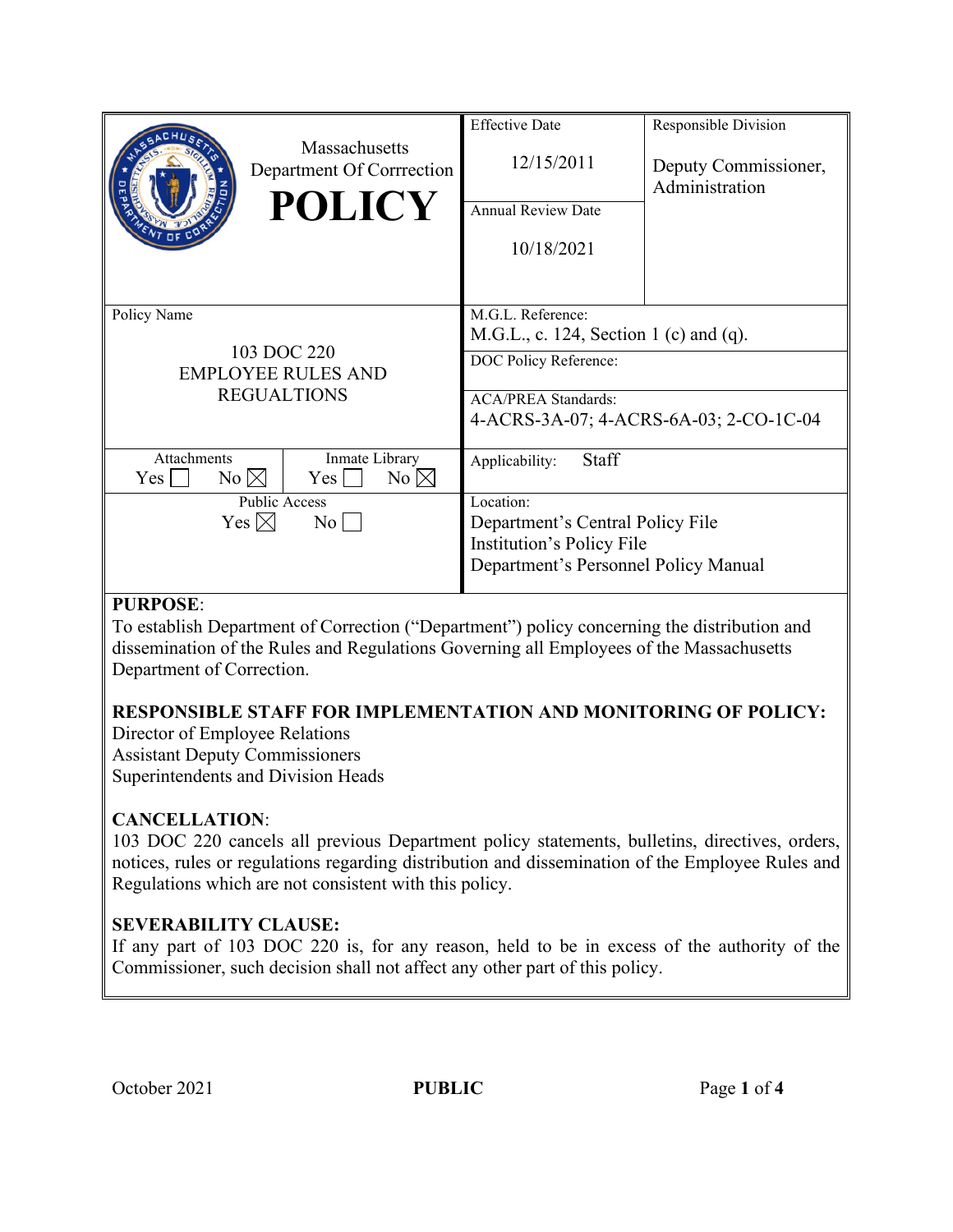| Massachusetts Department Of Corrrection **POLICY** | Effective Date<br>12/15/2011 | Responsible Division<br>Deputy Commissioner, Administration |
|---|---|---|
| | Annual Review Date<br>10/18/2021 | |
| Policy Name<br>103 DOC 220 EMPLOYEE RULES AND REGUALTIONS | M.G.L. Reference:<br>M.G.L., c. 124, Section 1 (c) and (q). | |
| | DOC Policy Reference: | |
| | ACA/PREA Standards:<br>4-ACRS-3A-07; 4-ACRS-6A-03; 2-CO-1C-04 | |
| Attachments: Yes ☐ No ☒ / Inmate Library: Yes ☐ No ☒ | Applicability: Staff | |
| Public Access: Yes ☒ No ☐ | Location:<br>Department's Central Policy File<br>Institution's Policy File<br>Department's Personnel Policy Manual | |

**PURPOSE**:
To establish Department of Correction ("Department") policy concerning the distribution and dissemination of the Rules and Regulations Governing all Employees of the Massachusetts Department of Correction.

**RESPONSIBLE STAFF FOR IMPLEMENTATION AND MONITORING OF POLICY:**
Director of Employee Relations
Assistant Deputy Commissioners
Superintendents and Division Heads

**CANCELLATION**:
103 DOC 220 cancels all previous Department policy statements, bulletins, directives, orders, notices, rules or regulations regarding distribution and dissemination of the Employee Rules and Regulations which are not consistent with this policy.

**SEVERABILITY CLAUSE:**
If any part of 103 DOC 220 is, for any reason, held to be in excess of the authority of the Commissioner, such decision shall not affect any other part of this policy.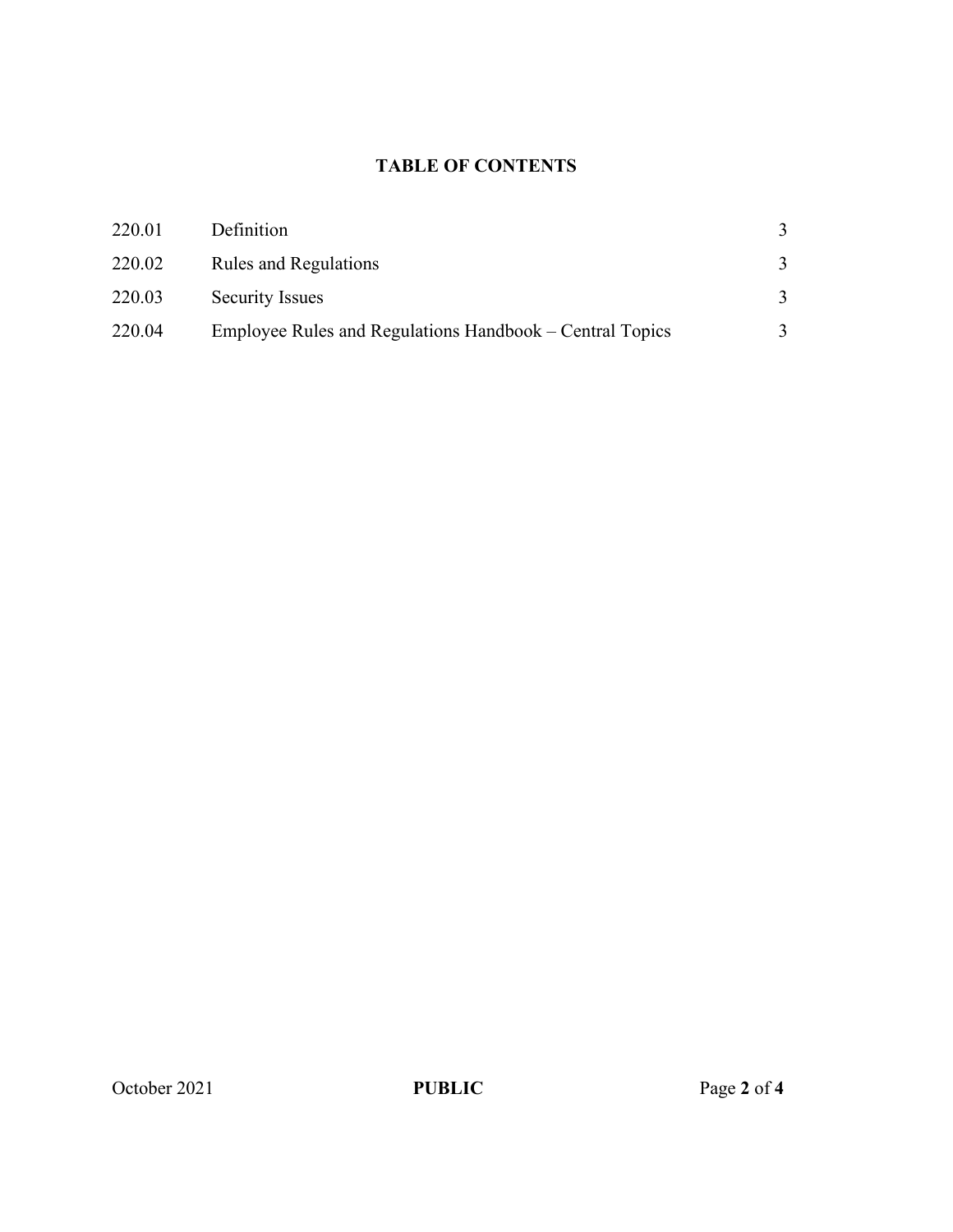## TABLE OF CONTENTS

| | | |
|---|---|---|
| 220.01 | Definition | 3 |
| 220.02 | Rules and Regulations | 3 |
| 220.03 | Security Issues | 3 |
| 220.04 | Employee Rules and Regulations Handbook – Central Topics | 3 |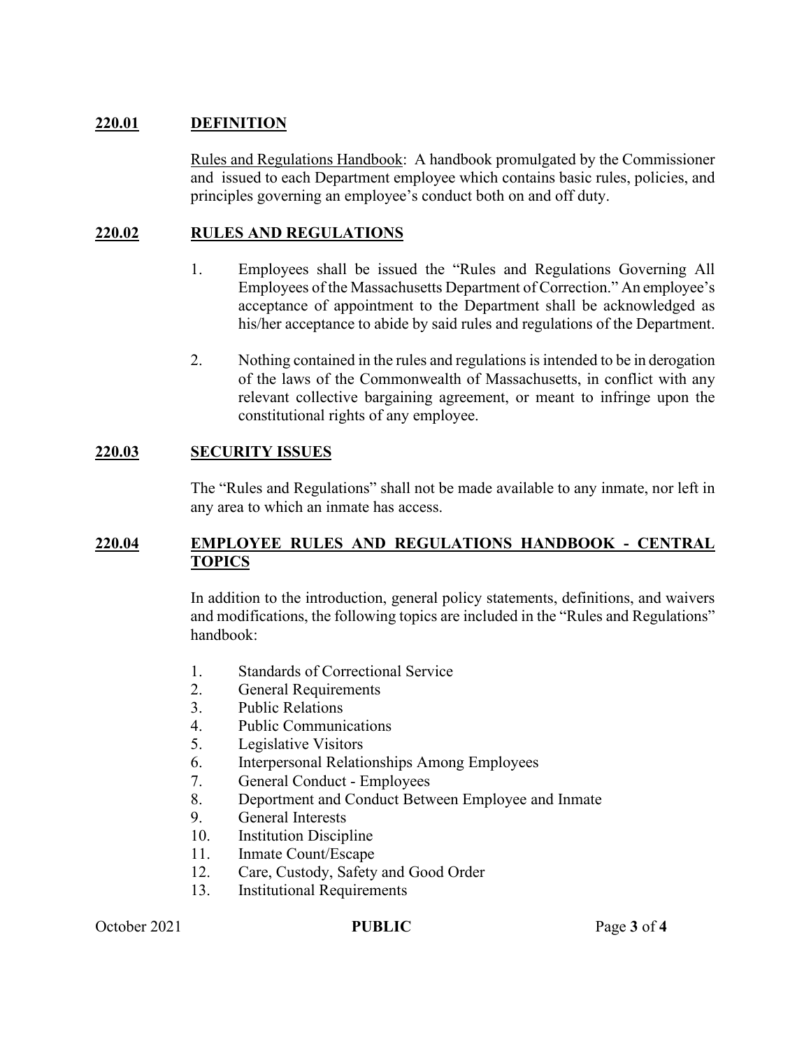## 220.01 DEFINITION

Rules and Regulations Handbook: A handbook promulgated by the Commissioner and issued to each Department employee which contains basic rules, policies, and principles governing an employee's conduct both on and off duty.

## 220.02 RULES AND REGULATIONS

1. Employees shall be issued the "Rules and Regulations Governing All Employees of the Massachusetts Department of Correction." An employee's acceptance of appointment to the Department shall be acknowledged as his/her acceptance to abide by said rules and regulations of the Department.

2. Nothing contained in the rules and regulations is intended to be in derogation of the laws of the Commonwealth of Massachusetts, in conflict with any relevant collective bargaining agreement, or meant to infringe upon the constitutional rights of any employee.

## 220.03 SECURITY ISSUES

The "Rules and Regulations" shall not be made available to any inmate, nor left in any area to which an inmate has access.

## 220.04 EMPLOYEE RULES AND REGULATIONS HANDBOOK - CENTRAL TOPICS

In addition to the introduction, general policy statements, definitions, and waivers and modifications, the following topics are included in the "Rules and Regulations" handbook:

1. Standards of Correctional Service
2. General Requirements
3. Public Relations
4. Public Communications
5. Legislative Visitors
6. Interpersonal Relationships Among Employees
7. General Conduct - Employees
8. Deportment and Conduct Between Employee and Inmate
9. General Interests
10. Institution Discipline
11. Inmate Count/Escape
12. Care, Custody, Safety and Good Order
13. Institutional Requirements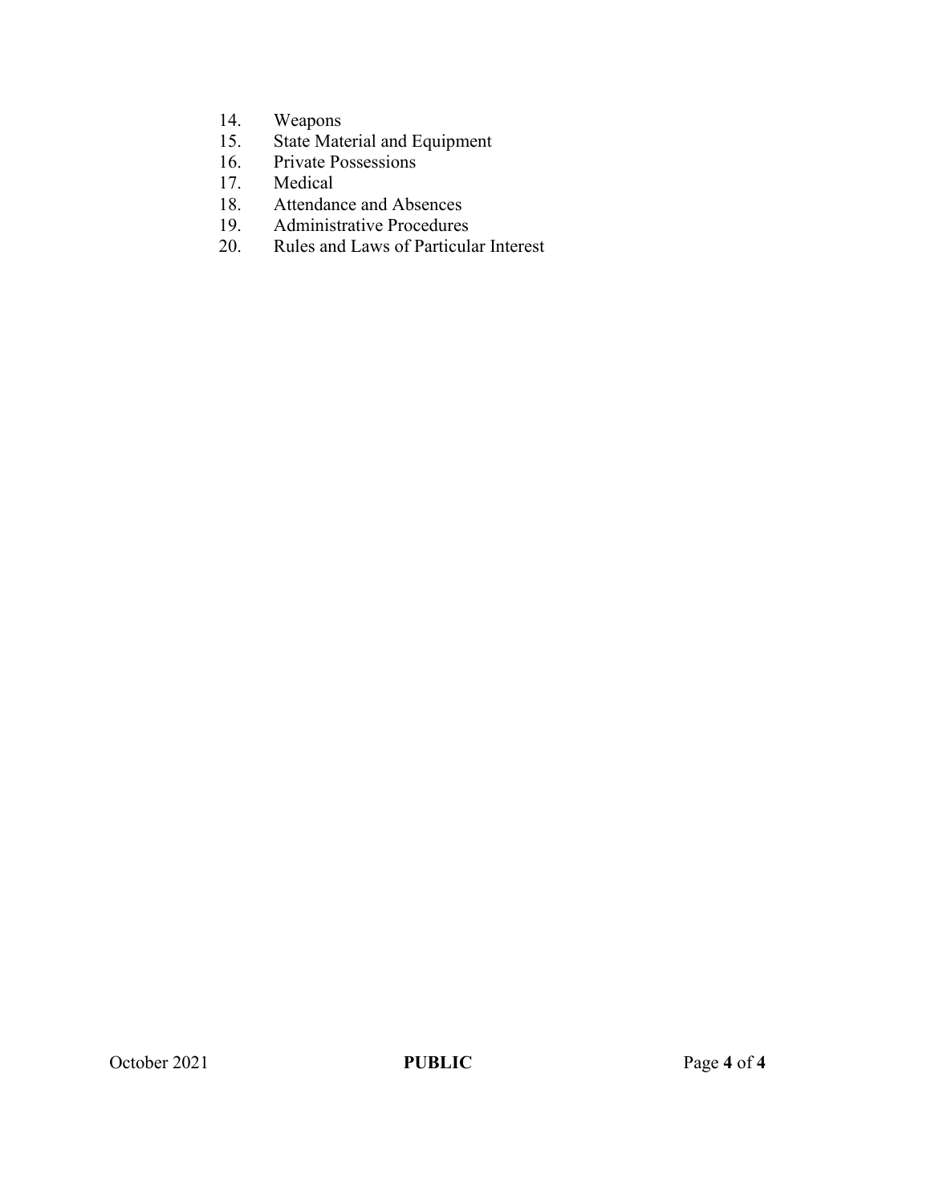14. Weapons
15. State Material and Equipment
16. Private Possessions
17. Medical
18. Attendance and Absences
19. Administrative Procedures
20. Rules and Laws of Particular Interest